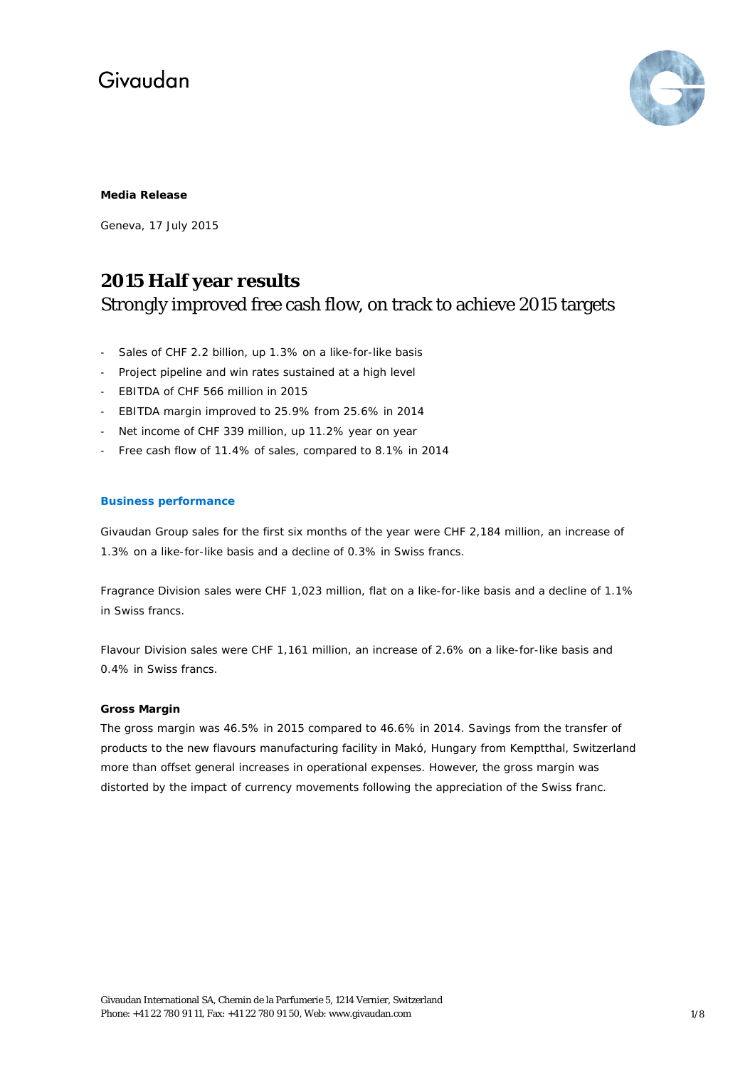Givaudan

**Media Release**

Geneva, 17 July 2015

# 2015 Half year results

## Strongly improved free cash flow, on track to achieve 2015 targets

- Sales of CHF 2.2 billion, up 1.3% on a like-for-like basis
- Project pipeline and win rates sustained at a high level
- EBITDA of CHF 566 million in 2015
- EBITDA margin improved to 25.9% from 25.6% in 2014
- Net income of CHF 339 million, up 11.2% year on year
- Free cash flow of 11.4% of sales, compared to 8.1% in 2014

### Business performance

Givaudan Group sales for the first six months of the year were CHF 2,184 million, an increase of 1.3% on a like-for-like basis and a decline of 0.3% in Swiss francs.

Fragrance Division sales were CHF 1,023 million, flat on a like-for-like basis and a decline of 1.1% in Swiss francs.

Flavour Division sales were CHF 1,161 million, an increase of 2.6% on a like-for-like basis and 0.4% in Swiss francs.

**Gross Margin**

The gross margin was 46.5% in 2015 compared to 46.6% in 2014. Savings from the transfer of products to the new flavours manufacturing facility in Makó, Hungary from Kemptthal, Switzerland more than offset general increases in operational expenses. However, the gross margin was distorted by the impact of currency movements following the appreciation of the Swiss franc.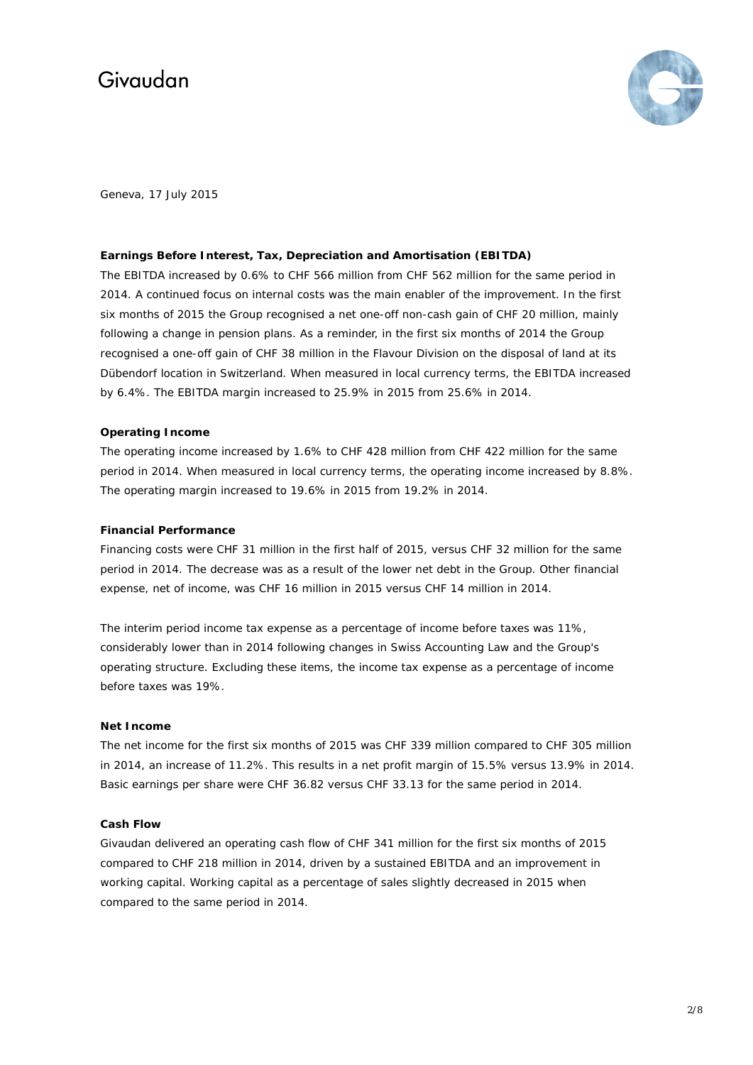Geneva, 17 July 2015

**Earnings Before Interest, Tax, Depreciation and Amortisation (EBITDA)**

The EBITDA increased by 0.6% to CHF 566 million from CHF 562 million for the same period in 2014. A continued focus on internal costs was the main enabler of the improvement. In the first six months of 2015 the Group recognised a net one-off non-cash gain of CHF 20 million, mainly following a change in pension plans. As a reminder, in the first six months of 2014 the Group recognised a one-off gain of CHF 38 million in the Flavour Division on the disposal of land at its Dübendorf location in Switzerland. When measured in local currency terms, the EBITDA increased by 6.4%. The EBITDA margin increased to 25.9% in 2015 from 25.6% in 2014.

**Operating Income**

The operating income increased by 1.6% to CHF 428 million from CHF 422 million for the same period in 2014. When measured in local currency terms, the operating income increased by 8.8%. The operating margin increased to 19.6% in 2015 from 19.2% in 2014.

**Financial Performance**

Financing costs were CHF 31 million in the first half of 2015, versus CHF 32 million for the same period in 2014. The decrease was as a result of the lower net debt in the Group. Other financial expense, net of income, was CHF 16 million in 2015 versus CHF 14 million in 2014.

The interim period income tax expense as a percentage of income before taxes was 11%, considerably lower than in 2014 following changes in Swiss Accounting Law and the Group's operating structure. Excluding these items, the income tax expense as a percentage of income before taxes was 19%.

**Net Income**

The net income for the first six months of 2015 was CHF 339 million compared to CHF 305 million in 2014, an increase of 11.2%. This results in a net profit margin of 15.5% versus 13.9% in 2014. Basic earnings per share were CHF 36.82 versus CHF 33.13 for the same period in 2014.

**Cash Flow**

Givaudan delivered an operating cash flow of CHF 341 million for the first six months of 2015 compared to CHF 218 million in 2014, driven by a sustained EBITDA and an improvement in working capital. Working capital as a percentage of sales slightly decreased in 2015 when compared to the same period in 2014.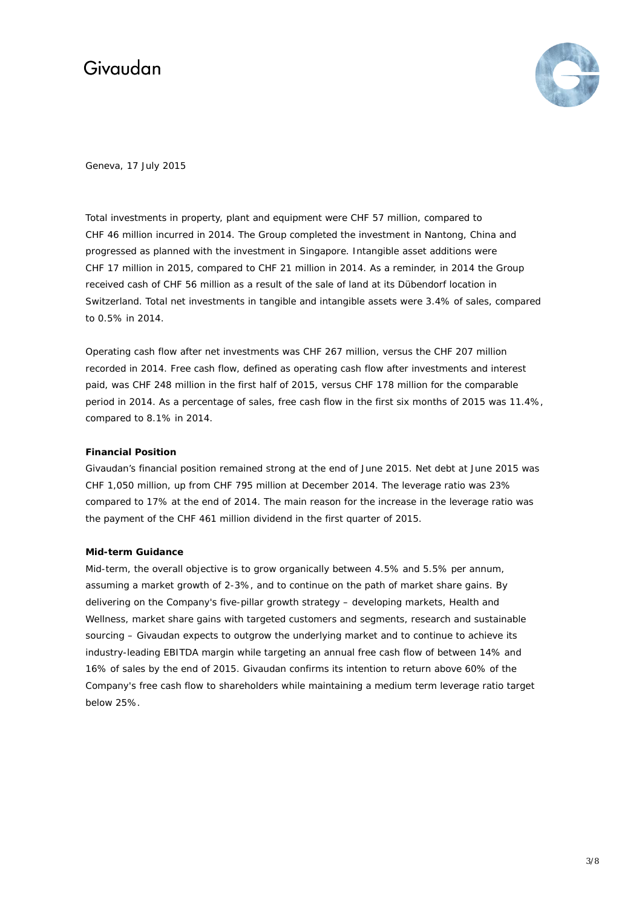Geneva, 17 July 2015

Total investments in property, plant and equipment were CHF 57 million, compared to CHF 46 million incurred in 2014. The Group completed the investment in Nantong, China and progressed as planned with the investment in Singapore. Intangible asset additions were CHF 17 million in 2015, compared to CHF 21 million in 2014. As a reminder, in 2014 the Group received cash of CHF 56 million as a result of the sale of land at its Dübendorf location in Switzerland. Total net investments in tangible and intangible assets were 3.4% of sales, compared to 0.5% in 2014.

Operating cash flow after net investments was CHF 267 million, versus the CHF 207 million recorded in 2014. Free cash flow, defined as operating cash flow after investments and interest paid, was CHF 248 million in the first half of 2015, versus CHF 178 million for the comparable period in 2014. As a percentage of sales, free cash flow in the first six months of 2015 was 11.4%, compared to 8.1% in 2014.

**Financial Position**

Givaudan's financial position remained strong at the end of June 2015. Net debt at June 2015 was CHF 1,050 million, up from CHF 795 million at December 2014. The leverage ratio was 23% compared to 17% at the end of 2014. The main reason for the increase in the leverage ratio was the payment of the CHF 461 million dividend in the first quarter of 2015.

**Mid-term Guidance**

Mid-term, the overall objective is to grow organically between 4.5% and 5.5% per annum, assuming a market growth of 2-3%, and to continue on the path of market share gains. By delivering on the Company's five-pillar growth strategy – developing markets, Health and Wellness, market share gains with targeted customers and segments, research and sustainable sourcing – Givaudan expects to outgrow the underlying market and to continue to achieve its industry-leading EBITDA margin while targeting an annual free cash flow of between 14% and 16% of sales by the end of 2015. Givaudan confirms its intention to return above 60% of the Company's free cash flow to shareholders while maintaining a medium term leverage ratio target below 25%.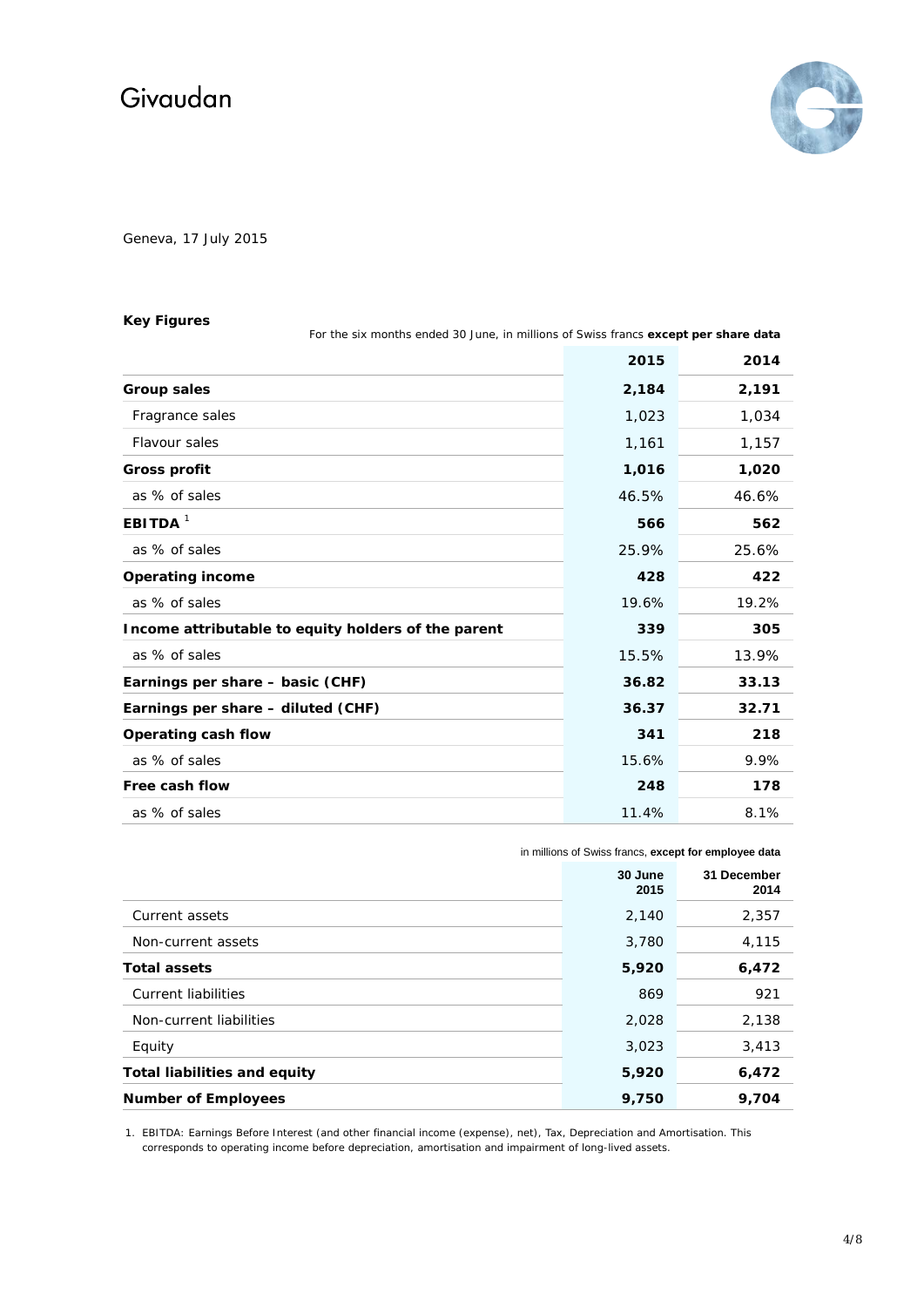Givaudan

Geneva, 17 July 2015

**Key Figures**

For the six months ended 30 June, in millions of Swiss francs **except per share data**

| | 2015 | 2014 |
|---|---|---|
| **Group sales** | **2,184** | **2,191** |
| Fragrance sales | 1,023 | 1,034 |
| Flavour sales | 1,161 | 1,157 |
| **Gross profit** | **1,016** | **1,020** |
| as % of sales | 46.5% | 46.6% |
| **EBITDA** [1] | **566** | **562** |
| as % of sales | 25.9% | 25.6% |
| **Operating income** | **428** | **422** |
| as % of sales | 19.6% | 19.2% |
| **Income attributable to equity holders of the parent** | **339** | **305** |
| as % of sales | 15.5% | 13.9% |
| **Earnings per share – basic (CHF)** | **36.82** | **33.13** |
| **Earnings per share – diluted (CHF)** | **36.37** | **32.71** |
| **Operating cash flow** | **341** | **218** |
| as % of sales | 15.6% | 9.9% |
| **Free cash flow** | **248** | **178** |
| as % of sales | 11.4% | 8.1% |

in millions of Swiss francs, **except for employee data**

| | 30 June 2015 | 31 December 2014 |
|---|---|---|
| Current assets | 2,140 | 2,357 |
| Non-current assets | 3,780 | 4,115 |
| **Total assets** | **5,920** | **6,472** |
| Current liabilities | 869 | 921 |
| Non-current liabilities | 2,028 | 2,138 |
| Equity | 3,023 | 3,413 |
| **Total liabilities and equity** | **5,920** | **6,472** |
| **Number of Employees** | **9,750** | **9,704** |

1. EBITDA: Earnings Before Interest (and other financial income (expense), net), Tax, Depreciation and Amortisation. This corresponds to operating income before depreciation, amortisation and impairment of long-lived assets.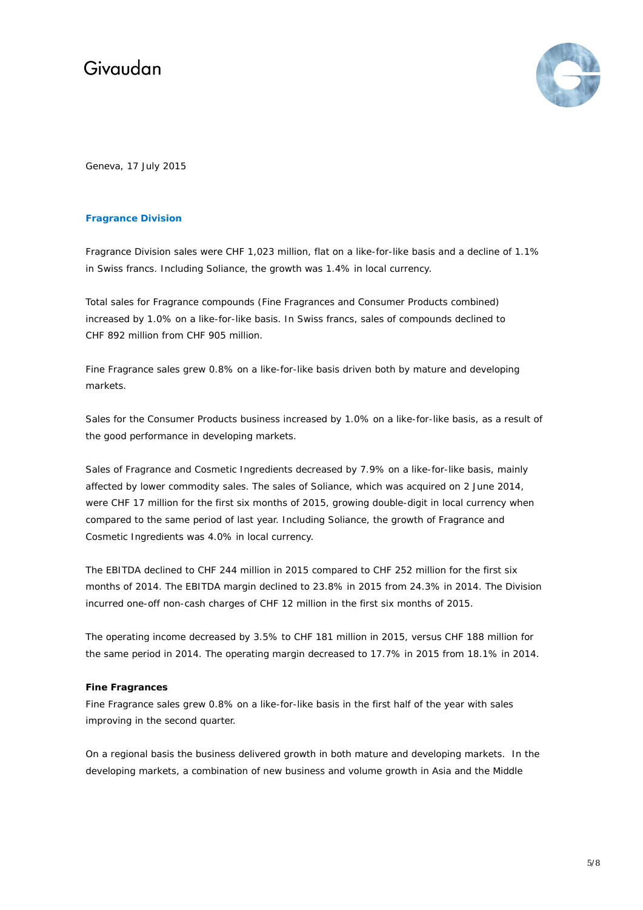Geneva, 17 July 2015

## Fragrance Division

Fragrance Division sales were CHF 1,023 million, flat on a like-for-like basis and a decline of 1.1% in Swiss francs. Including Soliance, the growth was 1.4% in local currency.

Total sales for Fragrance compounds (Fine Fragrances and Consumer Products combined) increased by 1.0% on a like-for-like basis. In Swiss francs, sales of compounds declined to CHF 892 million from CHF 905 million.

Fine Fragrance sales grew 0.8% on a like-for-like basis driven both by mature and developing markets.

Sales for the Consumer Products business increased by 1.0% on a like-for-like basis, as a result of the good performance in developing markets.

Sales of Fragrance and Cosmetic Ingredients decreased by 7.9% on a like-for-like basis, mainly affected by lower commodity sales. The sales of Soliance, which was acquired on 2 June 2014, were CHF 17 million for the first six months of 2015, growing double-digit in local currency when compared to the same period of last year. Including Soliance, the growth of Fragrance and Cosmetic Ingredients was 4.0% in local currency.

The EBITDA declined to CHF 244 million in 2015 compared to CHF 252 million for the first six months of 2014. The EBITDA margin declined to 23.8% in 2015 from 24.3% in 2014. The Division incurred one-off non-cash charges of CHF 12 million in the first six months of 2015.

The operating income decreased by 3.5% to CHF 181 million in 2015, versus CHF 188 million for the same period in 2014. The operating margin decreased to 17.7% in 2015 from 18.1% in 2014.

**Fine Fragrances**

Fine Fragrance sales grew 0.8% on a like-for-like basis in the first half of the year with sales improving in the second quarter.

On a regional basis the business delivered growth in both mature and developing markets. In the developing markets, a combination of new business and volume growth in Asia and the Middle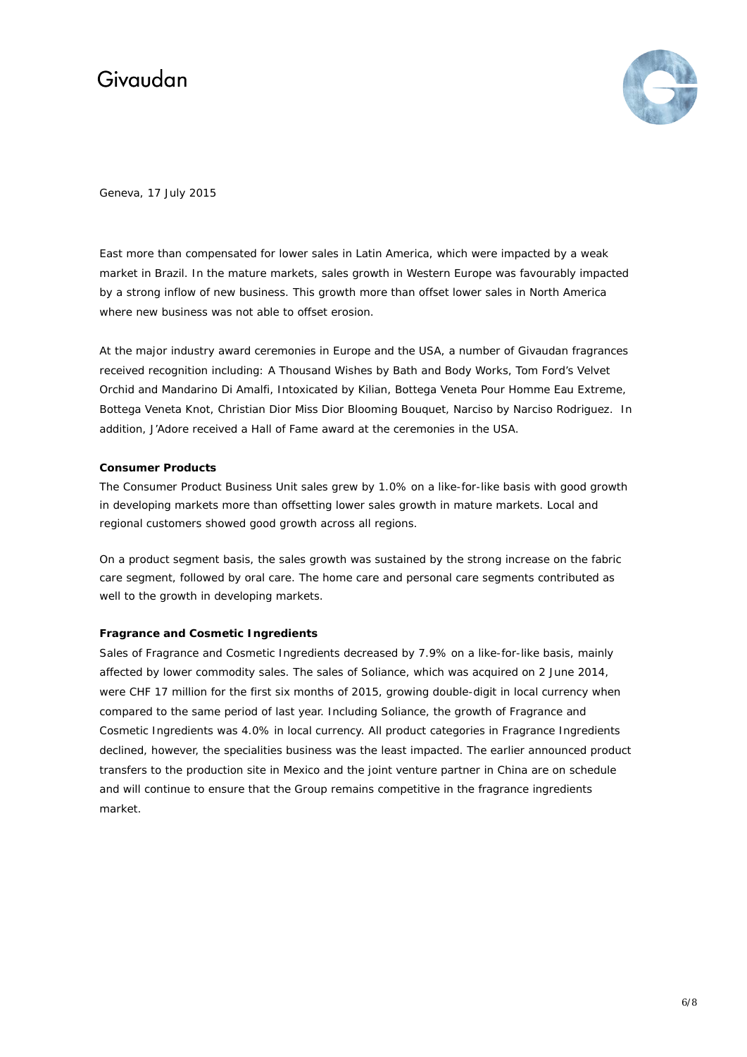Geneva, 17 July 2015

East more than compensated for lower sales in Latin America, which were impacted by a weak market in Brazil. In the mature markets, sales growth in Western Europe was favourably impacted by a strong inflow of new business. This growth more than offset lower sales in North America where new business was not able to offset erosion.

At the major industry award ceremonies in Europe and the USA, a number of Givaudan fragrances received recognition including: A Thousand Wishes by Bath and Body Works, Tom Ford's Velvet Orchid and Mandarino Di Amalfi, Intoxicated by Kilian, Bottega Veneta Pour Homme Eau Extreme, Bottega Veneta Knot, Christian Dior Miss Dior Blooming Bouquet, Narciso by Narciso Rodriguez. In addition, J'Adore received a Hall of Fame award at the ceremonies in the USA.

**Consumer Products**

The Consumer Product Business Unit sales grew by 1.0% on a like-for-like basis with good growth in developing markets more than offsetting lower sales growth in mature markets. Local and regional customers showed good growth across all regions.

On a product segment basis, the sales growth was sustained by the strong increase on the fabric care segment, followed by oral care. The home care and personal care segments contributed as well to the growth in developing markets.

**Fragrance and Cosmetic Ingredients**

Sales of Fragrance and Cosmetic Ingredients decreased by 7.9% on a like-for-like basis, mainly affected by lower commodity sales. The sales of Soliance, which was acquired on 2 June 2014, were CHF 17 million for the first six months of 2015, growing double-digit in local currency when compared to the same period of last year. Including Soliance, the growth of Fragrance and Cosmetic Ingredients was 4.0% in local currency. All product categories in Fragrance Ingredients declined, however, the specialities business was the least impacted. The earlier announced product transfers to the production site in Mexico and the joint venture partner in China are on schedule and will continue to ensure that the Group remains competitive in the fragrance ingredients market.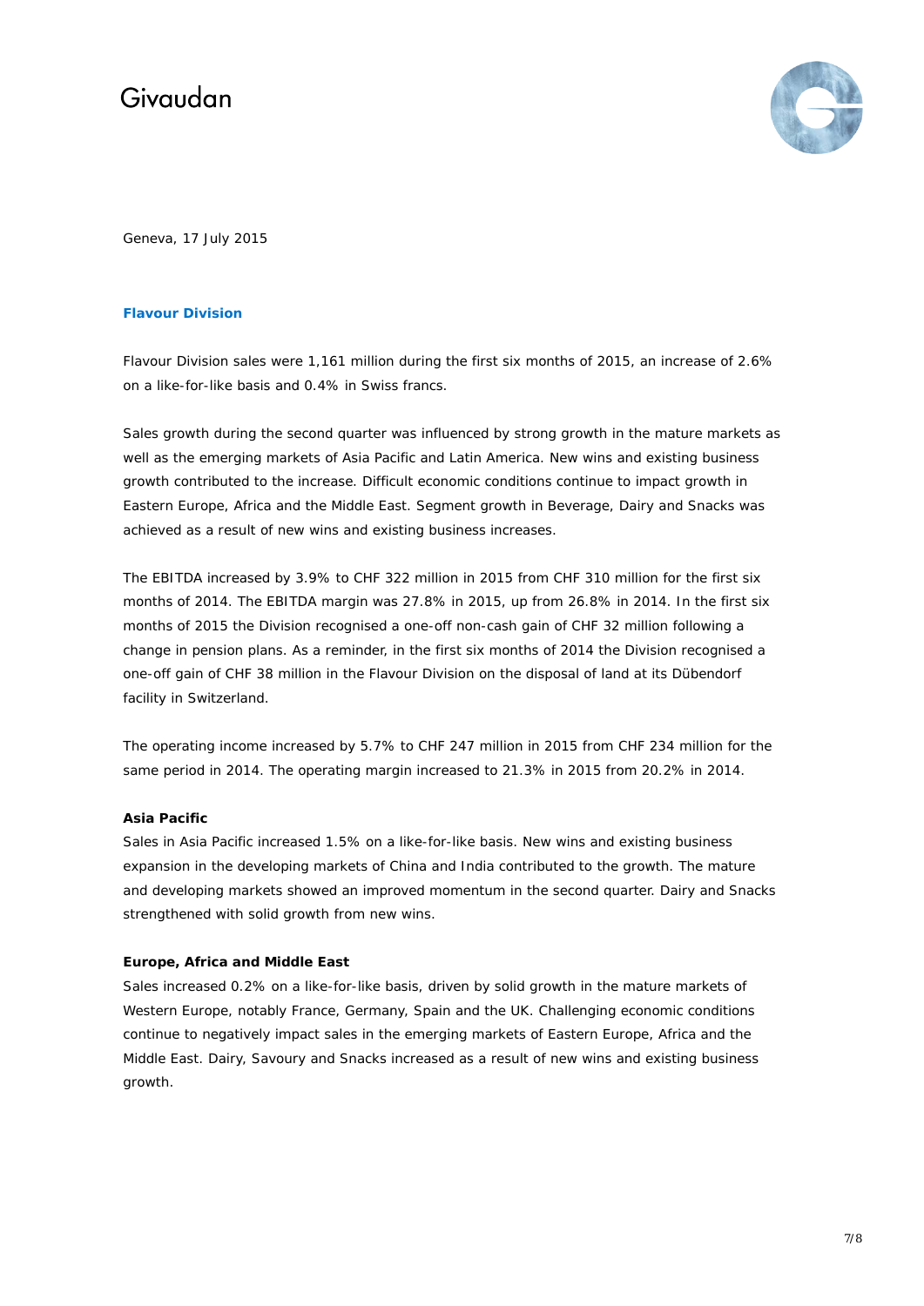Givaudan

Geneva, 17 July 2015

## Flavour Division

Flavour Division sales were 1,161 million during the first six months of 2015, an increase of 2.6% on a like-for-like basis and 0.4% in Swiss francs.

Sales growth during the second quarter was influenced by strong growth in the mature markets as well as the emerging markets of Asia Pacific and Latin America. New wins and existing business growth contributed to the increase. Difficult economic conditions continue to impact growth in Eastern Europe, Africa and the Middle East. Segment growth in Beverage, Dairy and Snacks was achieved as a result of new wins and existing business increases.

The EBITDA increased by 3.9% to CHF 322 million in 2015 from CHF 310 million for the first six months of 2014. The EBITDA margin was 27.8% in 2015, up from 26.8% in 2014. In the first six months of 2015 the Division recognised a one-off non-cash gain of CHF 32 million following a change in pension plans. As a reminder, in the first six months of 2014 the Division recognised a one-off gain of CHF 38 million in the Flavour Division on the disposal of land at its Dübendorf facility in Switzerland.

The operating income increased by 5.7% to CHF 247 million in 2015 from CHF 234 million for the same period in 2014. The operating margin increased to 21.3% in 2015 from 20.2% in 2014.

**Asia Pacific**

Sales in Asia Pacific increased 1.5% on a like-for-like basis. New wins and existing business expansion in the developing markets of China and India contributed to the growth. The mature and developing markets showed an improved momentum in the second quarter. Dairy and Snacks strengthened with solid growth from new wins.

**Europe, Africa and Middle East**

Sales increased 0.2% on a like-for-like basis, driven by solid growth in the mature markets of Western Europe, notably France, Germany, Spain and the UK. Challenging economic conditions continue to negatively impact sales in the emerging markets of Eastern Europe, Africa and the Middle East. Dairy, Savoury and Snacks increased as a result of new wins and existing business growth.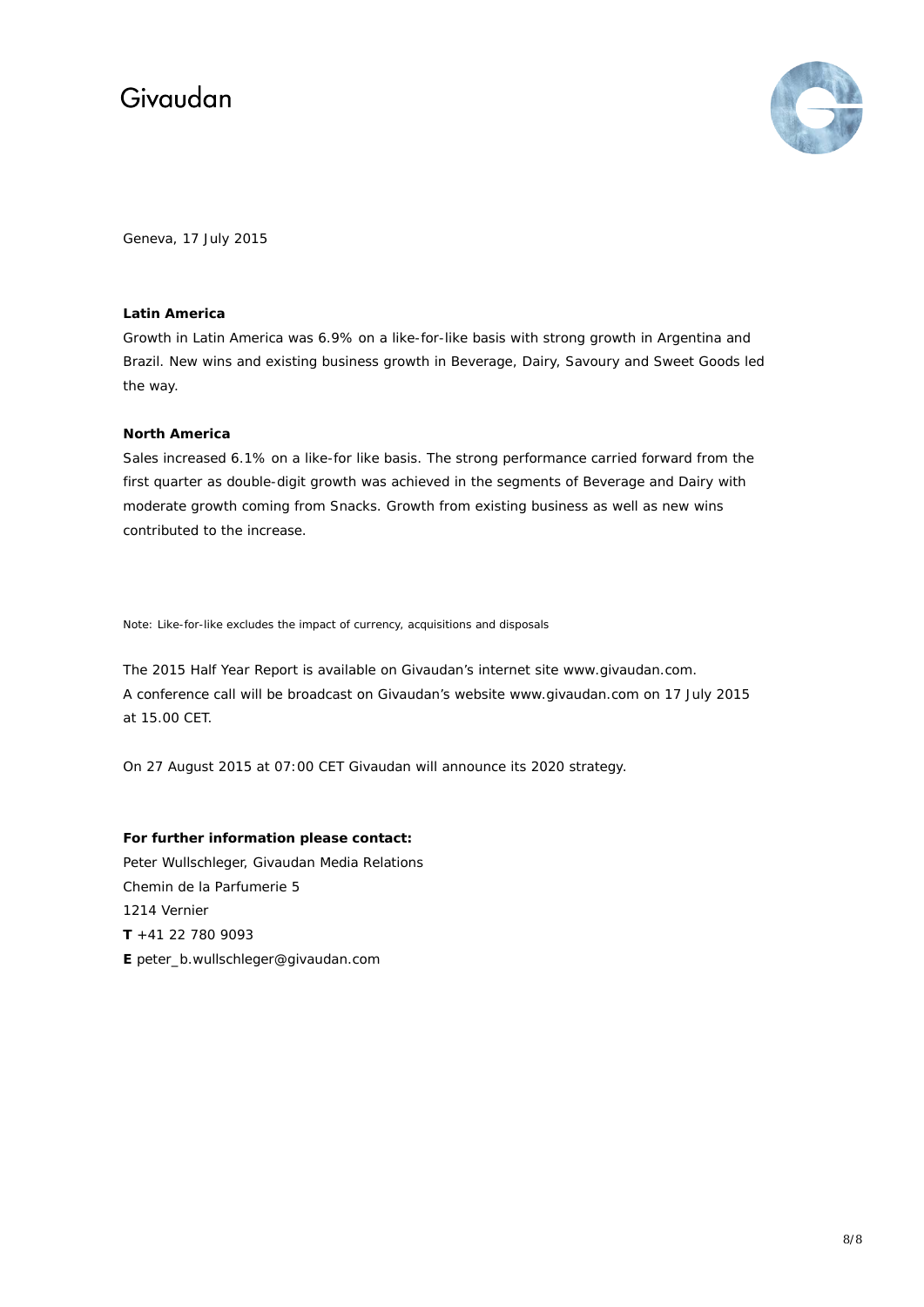Geneva, 17 July 2015

**Latin America**

Growth in Latin America was 6.9% on a like-for-like basis with strong growth in Argentina and Brazil. New wins and existing business growth in Beverage, Dairy, Savoury and Sweet Goods led the way.

**North America**

Sales increased 6.1% on a like-for like basis. The strong performance carried forward from the first quarter as double-digit growth was achieved in the segments of Beverage and Dairy with moderate growth coming from Snacks. Growth from existing business as well as new wins contributed to the increase.

Note: Like-for-like excludes the impact of currency, acquisitions and disposals

The 2015 Half Year Report is available on Givaudan's internet site www.givaudan.com.
A conference call will be broadcast on Givaudan's website www.givaudan.com on 17 July 2015 at 15.00 CET.

On 27 August 2015 at 07:00 CET Givaudan will announce its 2020 strategy.

**For further information please contact:**
Peter Wullschleger, Givaudan Media Relations
Chemin de la Parfumerie 5
1214 Vernier
**T** +41 22 780 9093
**E** peter_b.wullschleger@givaudan.com